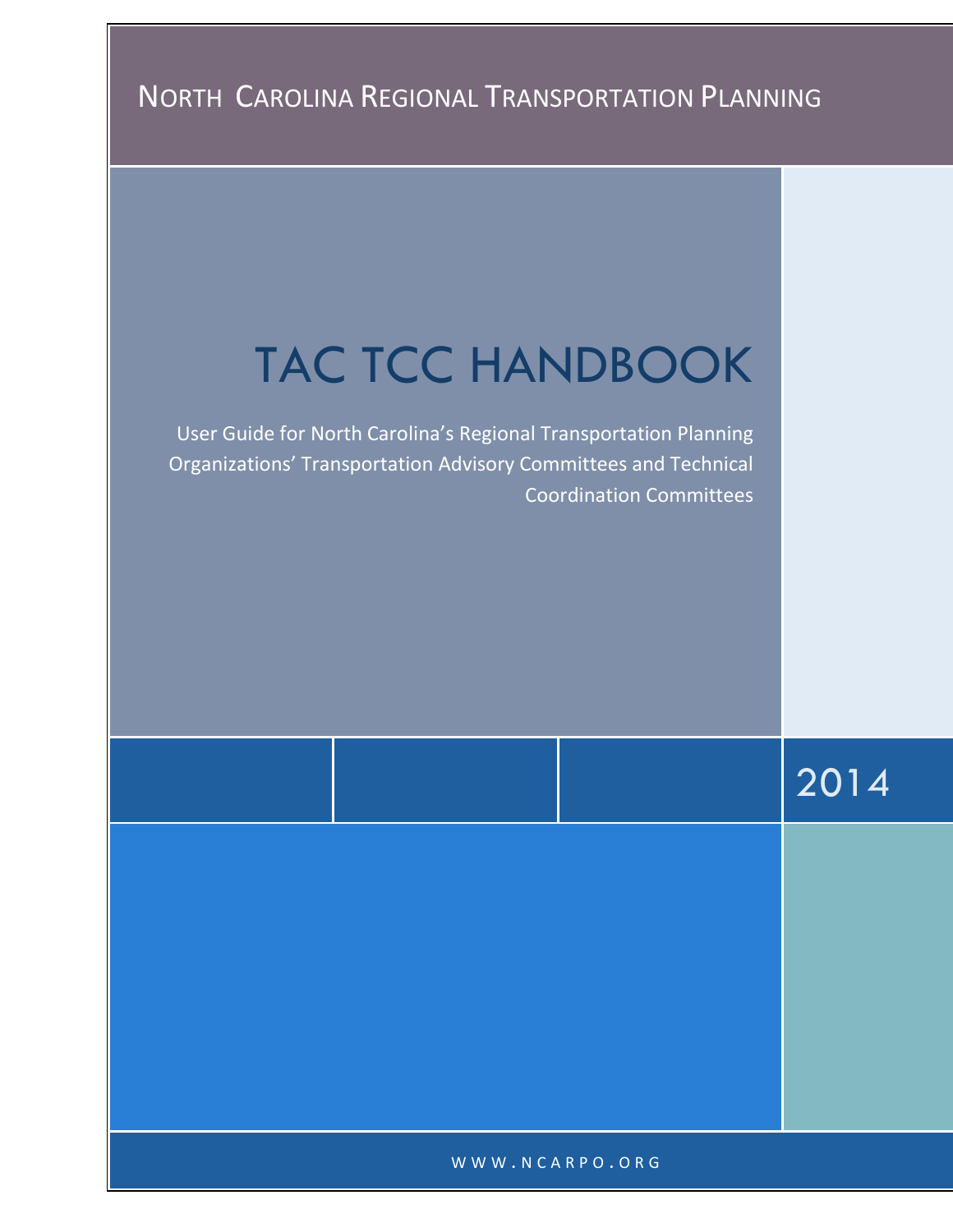NORTH CAROLINA REGIONAL TRANSPORTATION PLANNING

# TAC TCC HANDBOOK

User Guide for North Carolina's Regional Transportation Planning Organizations' Transportation Advisory Committees and Technical Coordination Committees

2014

WWW.NCARPO.ORG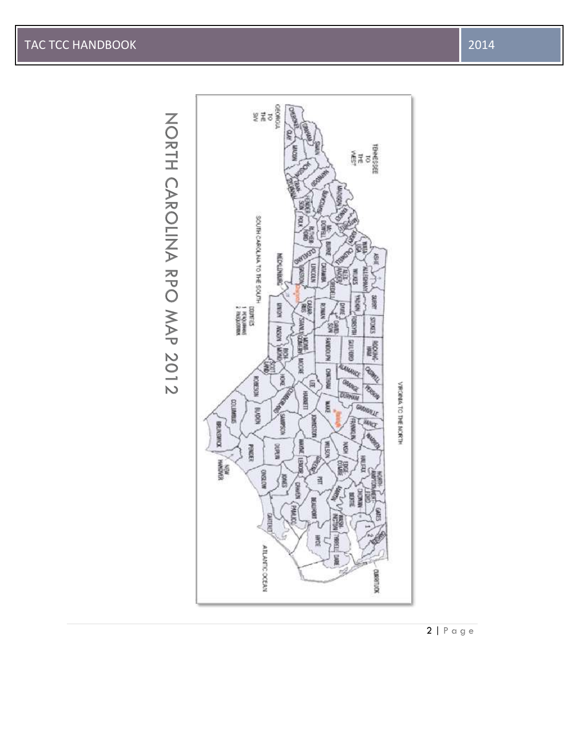# NORTH CAROLINA RPO MAP 2012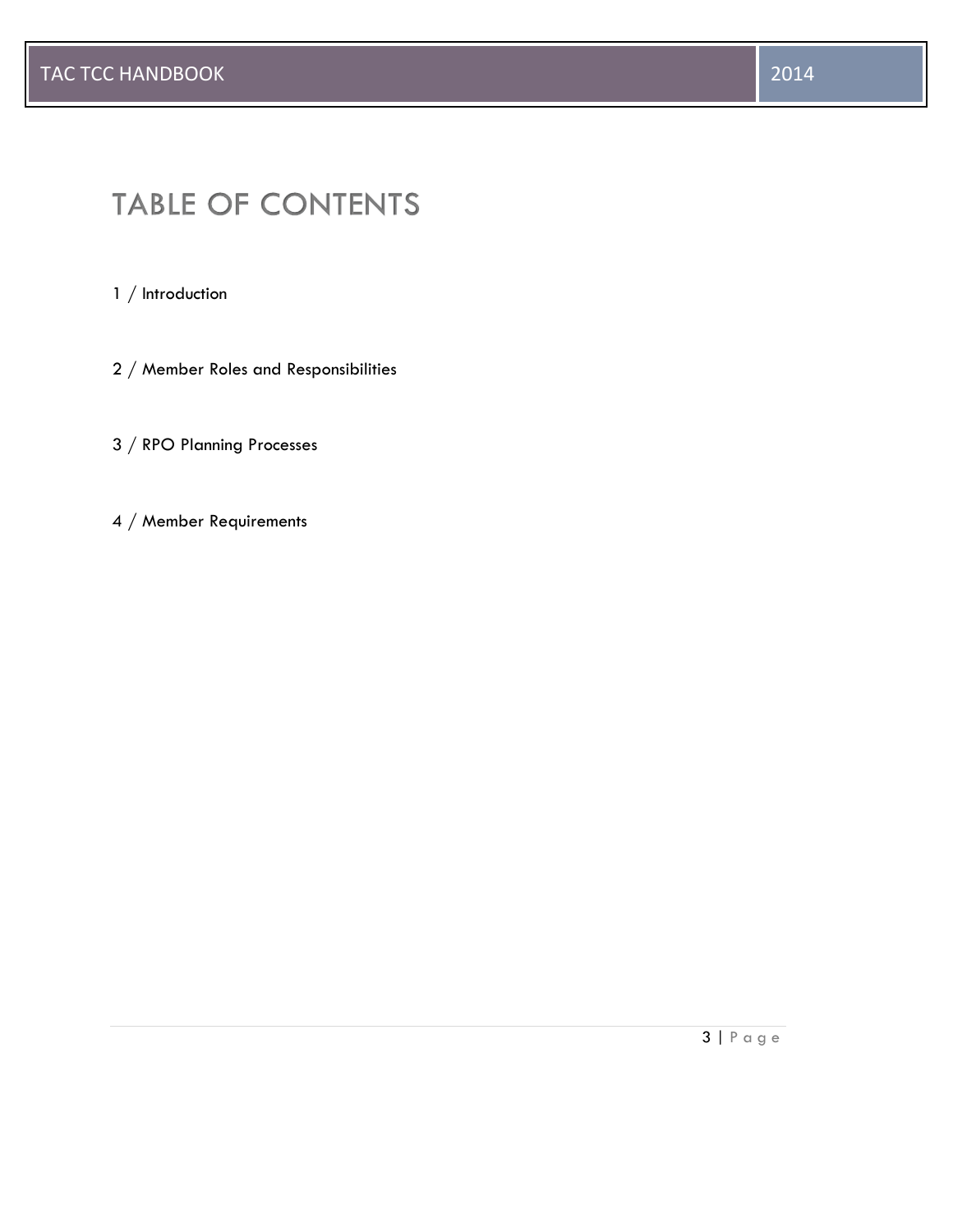# TABLE OF CONTENTS

1 / Introduction

2 / Member Roles and Responsibilities

3 / RPO Planning Processes

4 / Member Requirements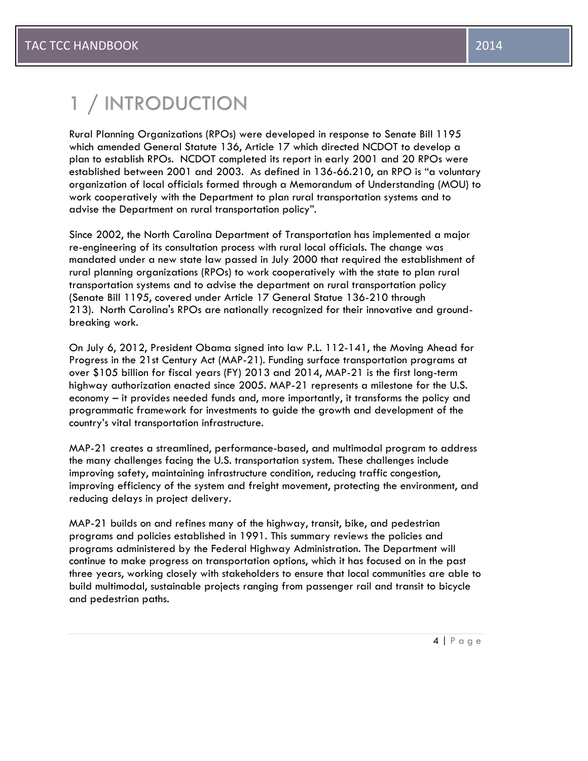# 1 / INTRODUCTION

Rural Planning Organizations (RPOs) were developed in response to Senate Bill 1195 which amended General Statute 136, Article 17 which directed NCDOT to develop a plan to establish RPOs. NCDOT completed its report in early 2001 and 20 RPOs were established between 2001 and 2003. As defined in 136-66.210, an RPO is "a voluntary organization of local officials formed through a Memorandum of Understanding (MOU) to work cooperatively with the Department to plan rural transportation systems and to advise the Department on rural transportation policy".

Since 2002, the North Carolina Department of Transportation has implemented a major re-engineering of its consultation process with rural local officials. The change was mandated under a new state law passed in July 2000 that required the establishment of rural planning organizations (RPOs) to work cooperatively with the state to plan rural transportation systems and to advise the department on rural transportation policy (Senate Bill 1195, covered under Article 17 General Statue 136-210 through 213). North Carolina's RPOs are nationally recognized for their innovative and ground-breaking work.

On July 6, 2012, President Obama signed into law P.L. 112-141, the Moving Ahead for Progress in the 21st Century Act (MAP-21). Funding surface transportation programs at over $105 billion for fiscal years (FY) 2013 and 2014, MAP-21 is the first long-term highway authorization enacted since 2005. MAP-21 represents a milestone for the U.S. economy – it provides needed funds and, more importantly, it transforms the policy and programmatic framework for investments to guide the growth and development of the country's vital transportation infrastructure.

MAP-21 creates a streamlined, performance-based, and multimodal program to address the many challenges facing the U.S. transportation system. These challenges include improving safety, maintaining infrastructure condition, reducing traffic congestion, improving efficiency of the system and freight movement, protecting the environment, and reducing delays in project delivery.

MAP-21 builds on and refines many of the highway, transit, bike, and pedestrian programs and policies established in 1991. This summary reviews the policies and programs administered by the Federal Highway Administration. The Department will continue to make progress on transportation options, which it has focused on in the past three years, working closely with stakeholders to ensure that local communities are able to build multimodal, sustainable projects ranging from passenger rail and transit to bicycle and pedestrian paths.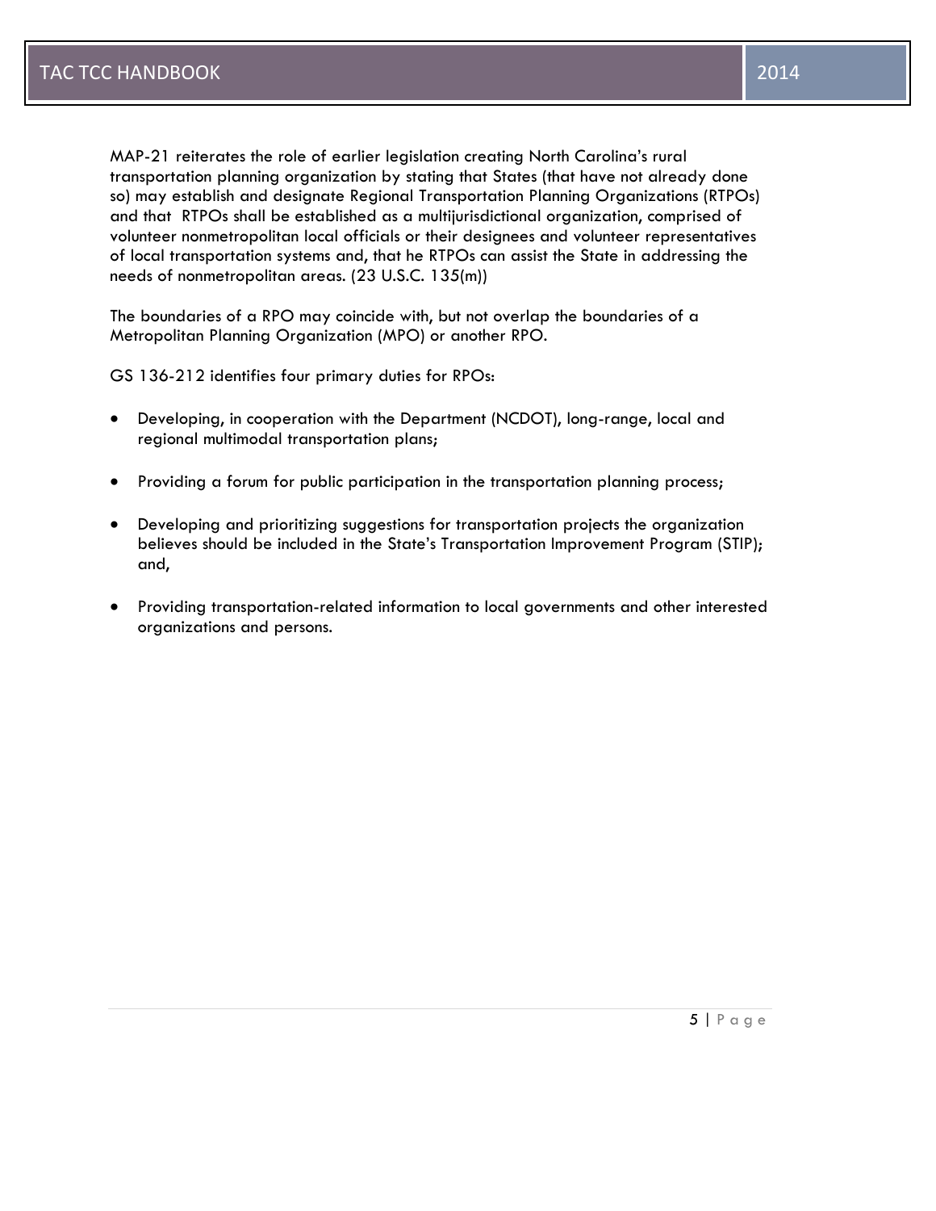MAP-21 reiterates the role of earlier legislation creating North Carolina's rural transportation planning organization by stating that States (that have not already done so) may establish and designate Regional Transportation Planning Organizations (RTPOs) and that RTPOs shall be established as a multijurisdictional organization, comprised of volunteer nonmetropolitan local officials or their designees and volunteer representatives of local transportation systems and, that he RTPOs can assist the State in addressing the needs of nonmetropolitan areas. (23 U.S.C. 135(m))

The boundaries of a RPO may coincide with, but not overlap the boundaries of a Metropolitan Planning Organization (MPO) or another RPO.

GS 136-212 identifies four primary duties for RPOs:

- Developing, in cooperation with the Department (NCDOT), long-range, local and regional multimodal transportation plans;
- Providing a forum for public participation in the transportation planning process;
- Developing and prioritizing suggestions for transportation projects the organization believes should be included in the State's Transportation Improvement Program (STIP); and,
- Providing transportation-related information to local governments and other interested organizations and persons.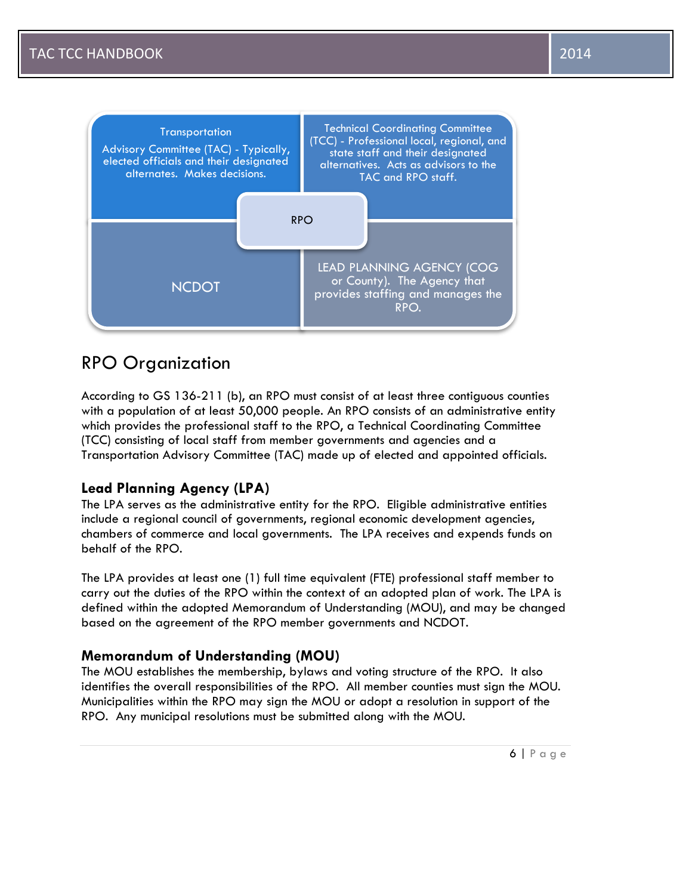Transportation Advisory Committee (TAC) - Typically, elected officials and their designated alternates. Makes decisions.

Technical Coordinating Committee (TCC) - Professional local, regional, and state staff and their designated alternatives. Acts as advisors to the TAC and RPO staff.

RPO

NCDOT

LEAD PLANNING AGENCY (COG or County). The Agency that provides staffing and manages the RPO.

## RPO Organization

According to GS 136-211 (b), an RPO must consist of at least three contiguous counties with a population of at least 50,000 people. An RPO consists of an administrative entity which provides the professional staff to the RPO, a Technical Coordinating Committee (TCC) consisting of local staff from member governments and agencies and a Transportation Advisory Committee (TAC) made up of elected and appointed officials.

### Lead Planning Agency (LPA)

The LPA serves as the administrative entity for the RPO. Eligible administrative entities include a regional council of governments, regional economic development agencies, chambers of commerce and local governments. The LPA receives and expends funds on behalf of the RPO.

The LPA provides at least one (1) full time equivalent (FTE) professional staff member to carry out the duties of the RPO within the context of an adopted plan of work. The LPA is defined within the adopted Memorandum of Understanding (MOU), and may be changed based on the agreement of the RPO member governments and NCDOT.

### Memorandum of Understanding (MOU)

The MOU establishes the membership, bylaws and voting structure of the RPO. It also identifies the overall responsibilities of the RPO. All member counties must sign the MOU. Municipalities within the RPO may sign the MOU or adopt a resolution in support of the RPO. Any municipal resolutions must be submitted along with the MOU.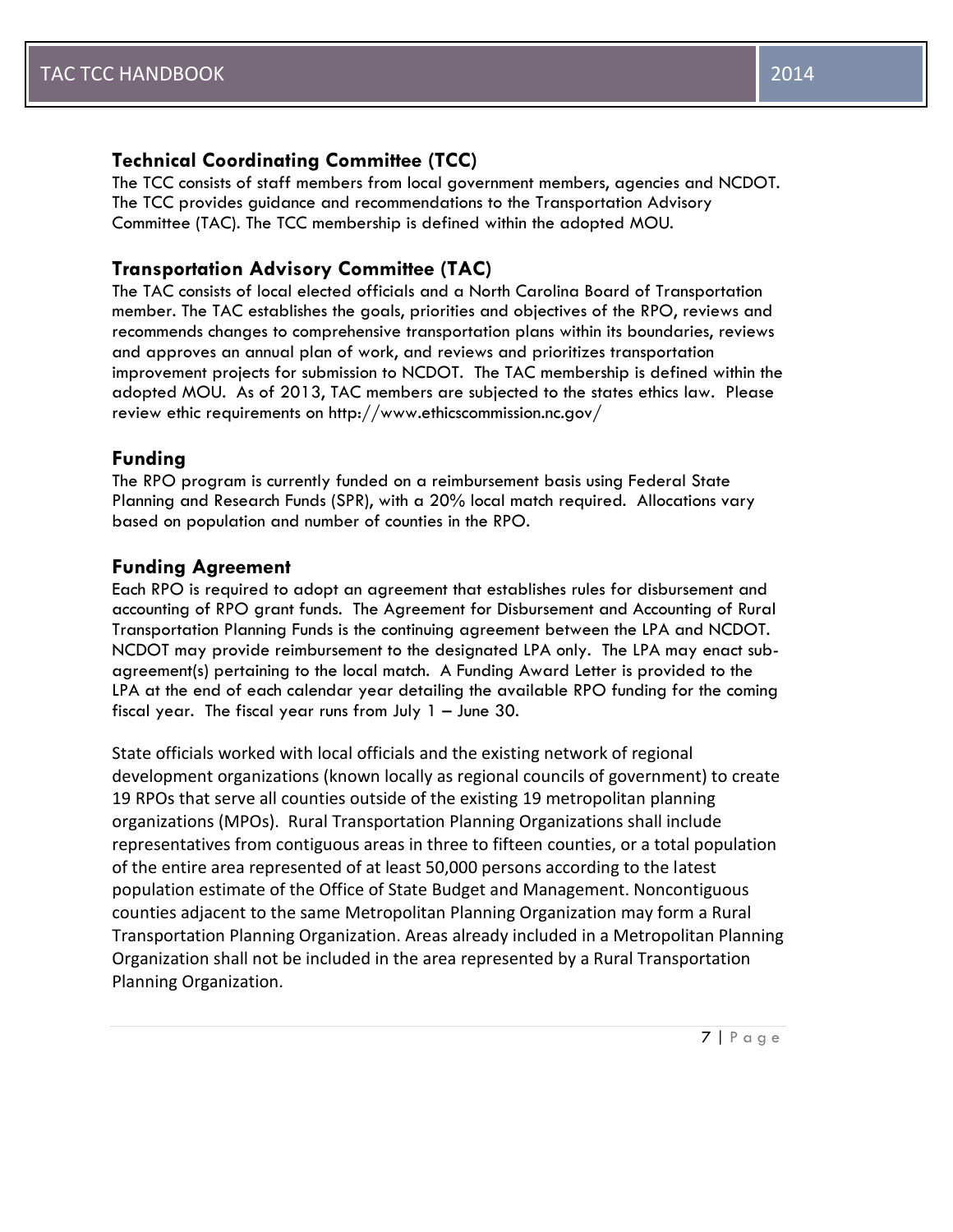### Technical Coordinating Committee (TCC)

The TCC consists of staff members from local government members, agencies and NCDOT. The TCC provides guidance and recommendations to the Transportation Advisory Committee (TAC). The TCC membership is defined within the adopted MOU.

### Transportation Advisory Committee (TAC)

The TAC consists of local elected officials and a North Carolina Board of Transportation member. The TAC establishes the goals, priorities and objectives of the RPO, reviews and recommends changes to comprehensive transportation plans within its boundaries, reviews and approves an annual plan of work, and reviews and prioritizes transportation improvement projects for submission to NCDOT. The TAC membership is defined within the adopted MOU. As of 2013, TAC members are subjected to the states ethics law. Please review ethic requirements on http://www.ethicscommission.nc.gov/

### Funding

The RPO program is currently funded on a reimbursement basis using Federal State Planning and Research Funds (SPR), with a 20% local match required. Allocations vary based on population and number of counties in the RPO.

### Funding Agreement

Each RPO is required to adopt an agreement that establishes rules for disbursement and accounting of RPO grant funds. The Agreement for Disbursement and Accounting of Rural Transportation Planning Funds is the continuing agreement between the LPA and NCDOT. NCDOT may provide reimbursement to the designated LPA only. The LPA may enact sub-agreement(s) pertaining to the local match. A Funding Award Letter is provided to the LPA at the end of each calendar year detailing the available RPO funding for the coming fiscal year. The fiscal year runs from July 1 – June 30.

State officials worked with local officials and the existing network of regional development organizations (known locally as regional councils of government) to create 19 RPOs that serve all counties outside of the existing 19 metropolitan planning organizations (MPOs). Rural Transportation Planning Organizations shall include representatives from contiguous areas in three to fifteen counties, or a total population of the entire area represented of at least 50,000 persons according to the latest population estimate of the Office of State Budget and Management. Noncontiguous counties adjacent to the same Metropolitan Planning Organization may form a Rural Transportation Planning Organization. Areas already included in a Metropolitan Planning Organization shall not be included in the area represented by a Rural Transportation Planning Organization.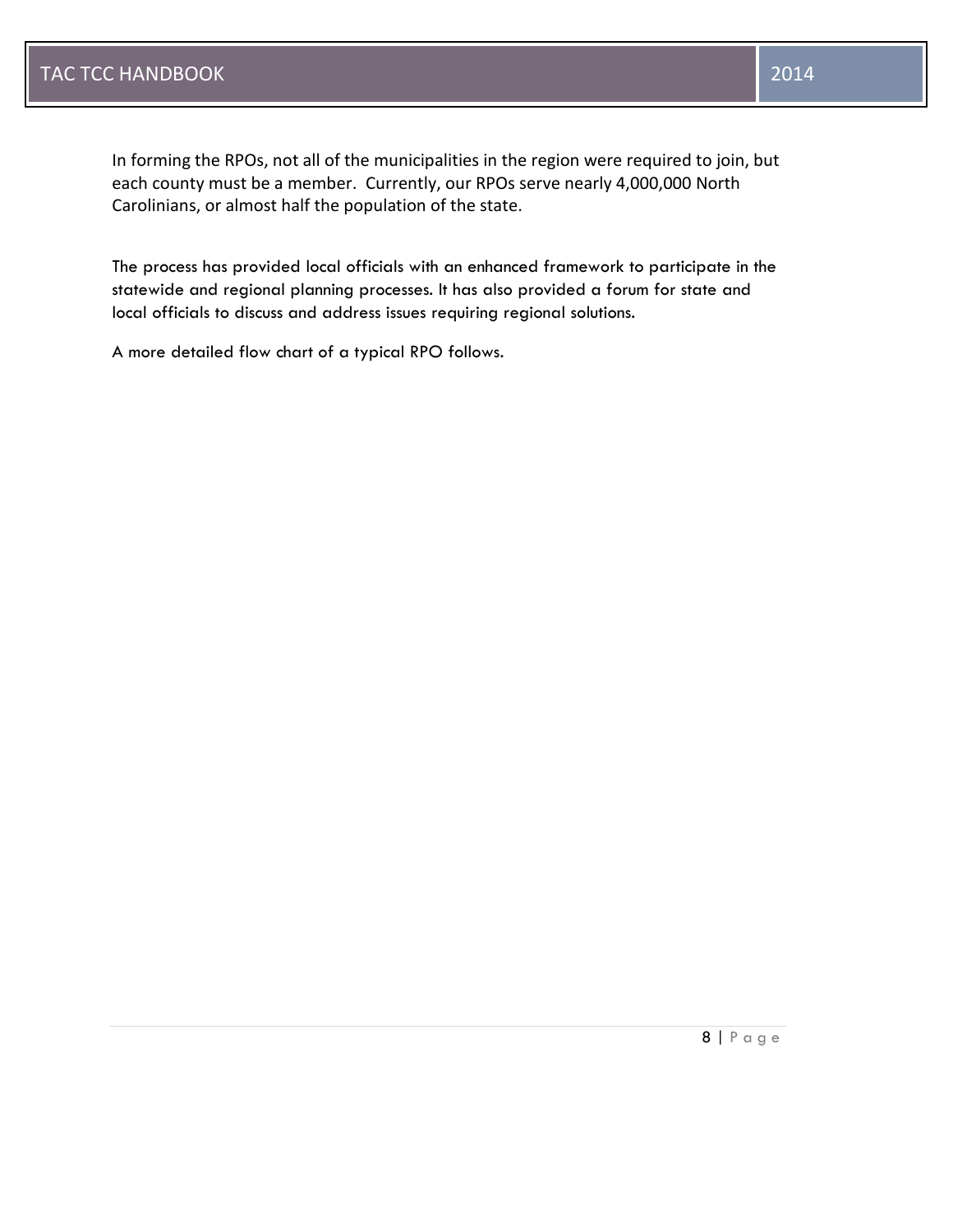In forming the RPOs, not all of the municipalities in the region were required to join, but each county must be a member. Currently, our RPOs serve nearly 4,000,000 North Carolinians, or almost half the population of the state.

The process has provided local officials with an enhanced framework to participate in the statewide and regional planning processes. It has also provided a forum for state and local officials to discuss and address issues requiring regional solutions.

A more detailed flow chart of a typical RPO follows.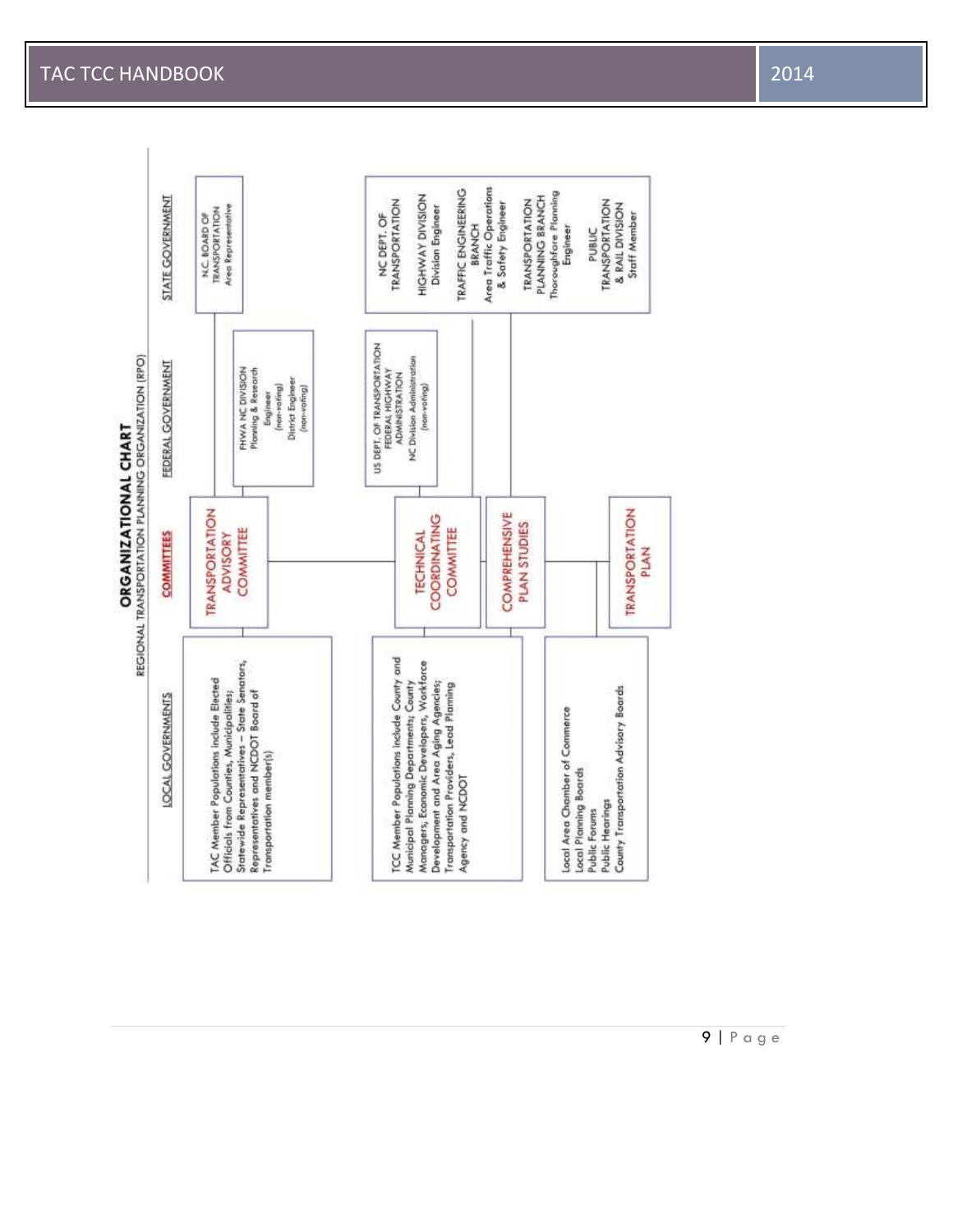# ORGANIZATIONAL CHART

REGIONAL TRANSPORTATION PLANNING ORGANIZATION (RPO)

| LOCAL GOVERNMENTS | COMMITTEES | FEDERAL GOVERNMENT | STATE GOVERNMENT |
|---|---|---|---|
| TAC Member Populations include Elected Officials from Counties, Municipalities; Statewide Representatives – State Senators, Representatives and NCDOT Board of Transportation member(s) | TRANSPORTATION ADVISORY COMMITTEE | FHWA NC DIVISION Planning & Research Engineer (non-voting) District Engineer (non-voting) | N.C. BOARD OF TRANSPORTATION Area Representative |
| TCC Member Populations include County and Municipal Planning Departments; County Managers, Economic Developers, Workforce Development and Area Aging Agencies; Transportation Providers, Lead Planning Agency and NCDOT | TECHNICAL COORDINATING COMMITTEE | US DEPT. OF TRANSPORTATION FEDERAL HIGHWAY ADMINISTRATION NC Division Administration (non-voting) | NC DEPT. OF TRANSPORTATION HIGHWAY DIVISION Division Engineer TRAFFIC ENGINEERING BRANCH Area Traffic Operations & Safety Engineer TRANSPORTATION PLANNING BRANCH Thoroughfare Planning Engineer PUBLIC TRANSPORTATION & RAIL DIVISION Staff Member |
| | COMPREHENSIVE PLAN STUDIES | | |
| Local Area Chamber of Commerce<br>Local Planning Boards<br>Public Forums<br>Public Hearings<br>County Transportation Advisory Boards | TRANSPORTATION PLAN | | |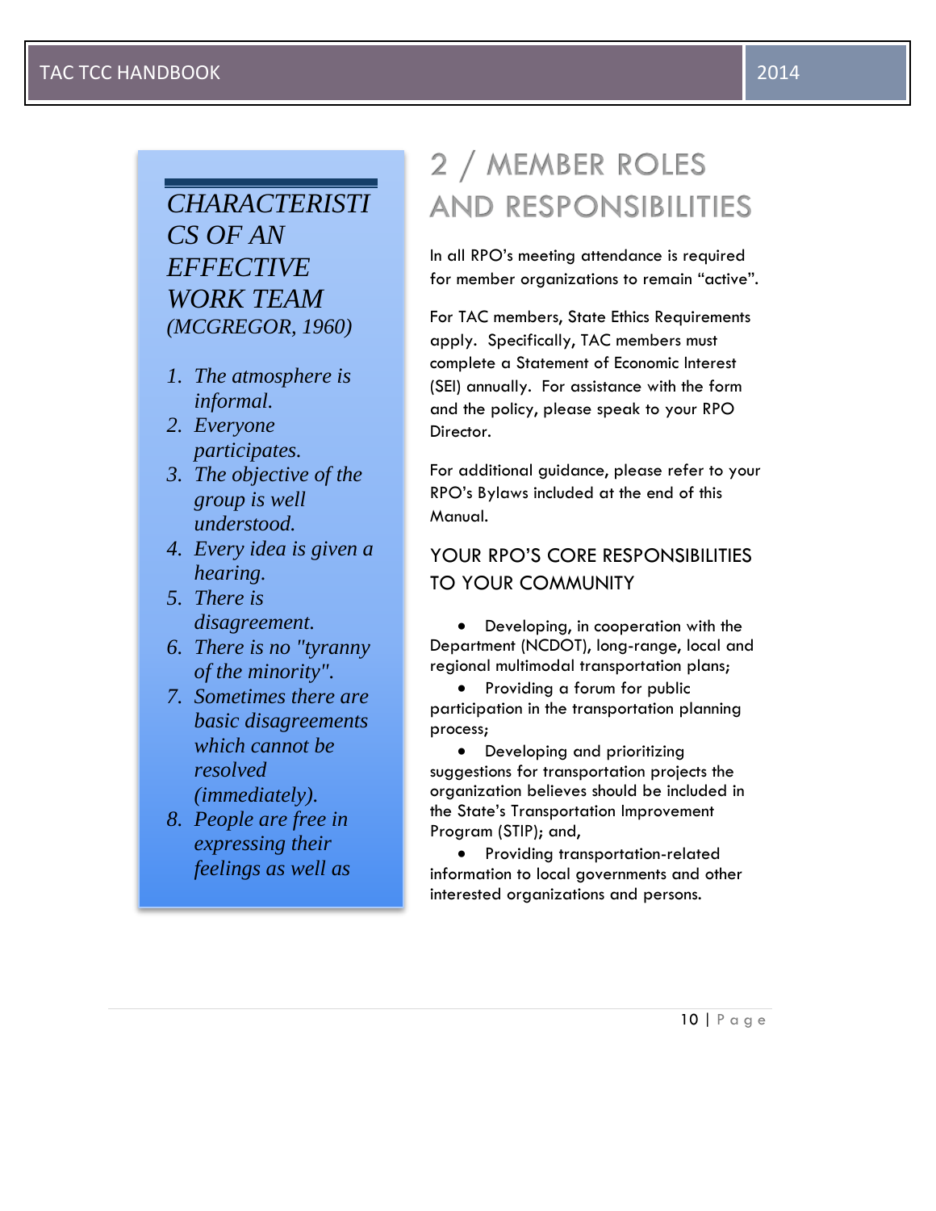### *CHARACTERISTICS OF AN EFFECTIVE WORK TEAM (MCGREGOR, 1960)*

1. *The atmosphere is informal.*
2. *Everyone participates.*
3. *The objective of the group is well understood.*
4. *Every idea is given a hearing.*
5. *There is disagreement.*
6. *There is no "tyranny of the minority".*
7. *Sometimes there are basic disagreements which cannot be resolved (immediately).*
8. *People are free in expressing their feelings as well as*

# 2 / MEMBER ROLES AND RESPONSIBILITIES

In all RPO's meeting attendance is required for member organizations to remain "active".

For TAC members, State Ethics Requirements apply. Specifically, TAC members must complete a Statement of Economic Interest (SEI) annually. For assistance with the form and the policy, please speak to your RPO Director.

For additional guidance, please refer to your RPO's Bylaws included at the end of this Manual.

## YOUR RPO'S CORE RESPONSIBILITIES TO YOUR COMMUNITY

- Developing, in cooperation with the Department (NCDOT), long-range, local and regional multimodal transportation plans;
- Providing a forum for public participation in the transportation planning process;
- Developing and prioritizing suggestions for transportation projects the organization believes should be included in the State's Transportation Improvement Program (STIP); and,
- Providing transportation-related information to local governments and other interested organizations and persons.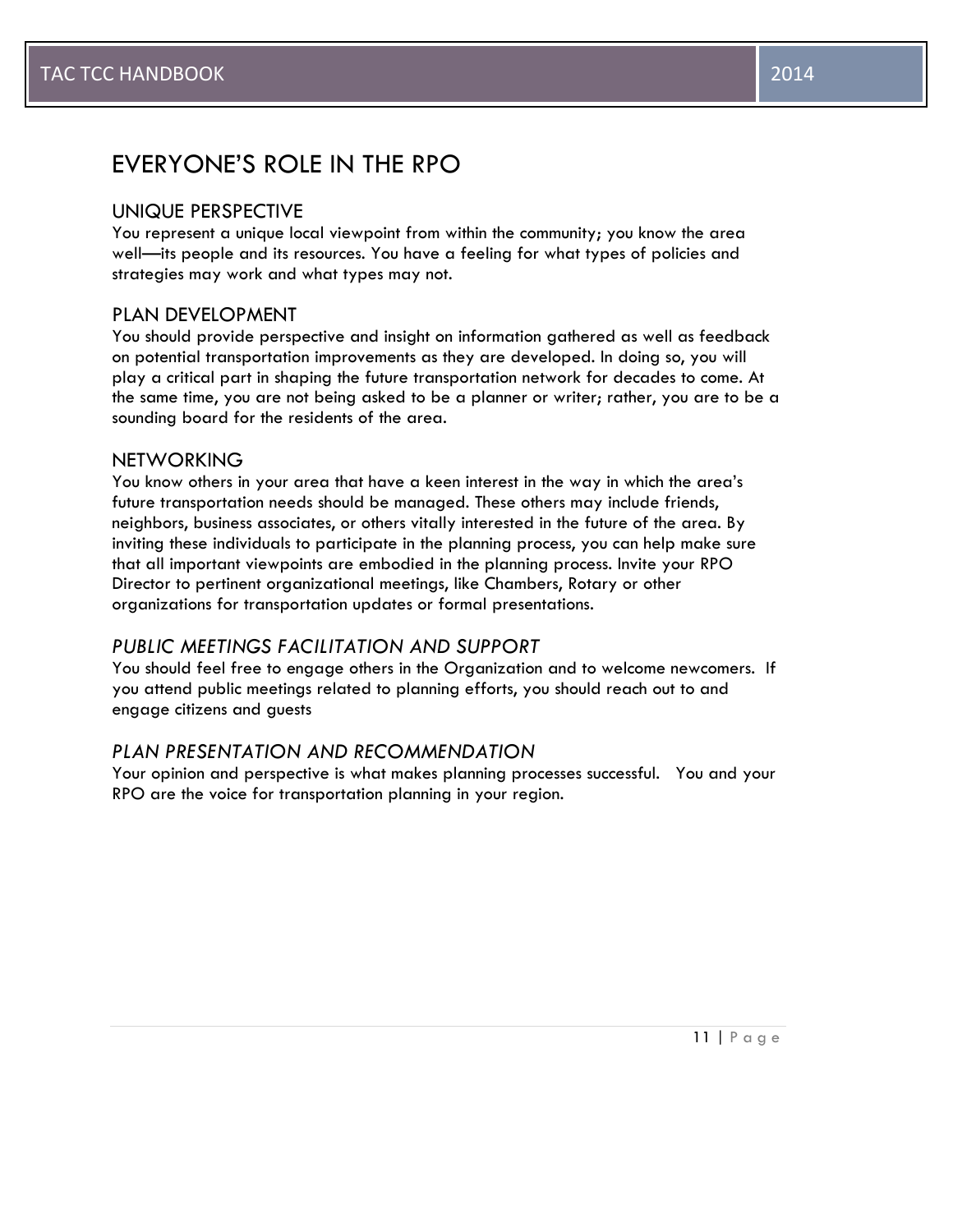# EVERYONE'S ROLE IN THE RPO

## UNIQUE PERSPECTIVE

You represent a unique local viewpoint from within the community; you know the area well—its people and its resources. You have a feeling for what types of policies and strategies may work and what types may not.

## PLAN DEVELOPMENT

You should provide perspective and insight on information gathered as well as feedback on potential transportation improvements as they are developed. In doing so, you will play a critical part in shaping the future transportation network for decades to come. At the same time, you are not being asked to be a planner or writer; rather, you are to be a sounding board for the residents of the area.

## NETWORKING

You know others in your area that have a keen interest in the way in which the area's future transportation needs should be managed. These others may include friends, neighbors, business associates, or others vitally interested in the future of the area. By inviting these individuals to participate in the planning process, you can help make sure that all important viewpoints are embodied in the planning process. Invite your RPO Director to pertinent organizational meetings, like Chambers, Rotary or other organizations for transportation updates or formal presentations.

## *PUBLIC MEETINGS FACILITATION AND SUPPORT*

You should feel free to engage others in the Organization and to welcome newcomers. If you attend public meetings related to planning efforts, you should reach out to and engage citizens and guests

## *PLAN PRESENTATION AND RECOMMENDATION*

Your opinion and perspective is what makes planning processes successful. You and your RPO are the voice for transportation planning in your region.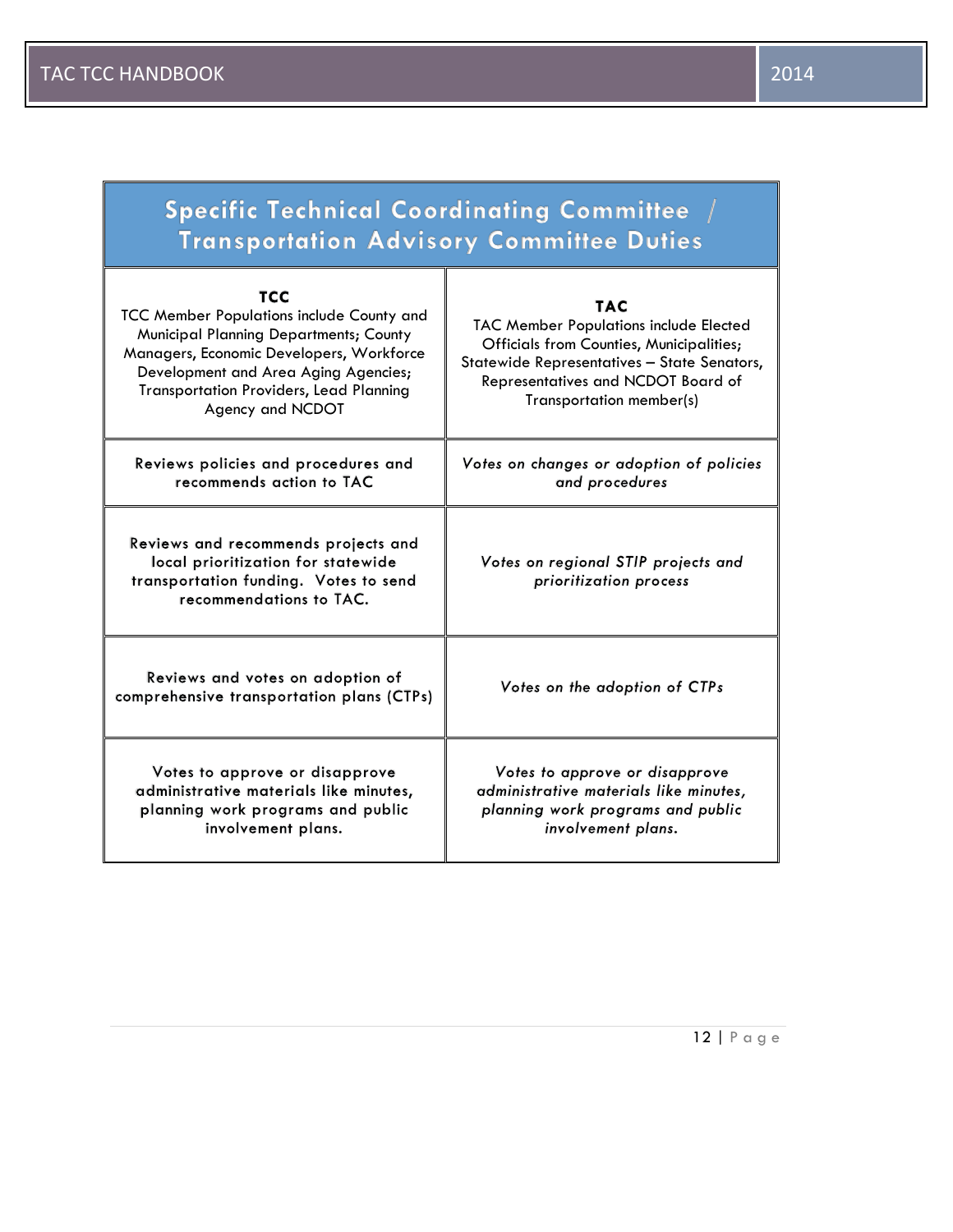| Specific Technical Coordinating Committee / Transportation Advisory Committee Duties | |
|---|---|
| **TCC**<br>TCC Member Populations include County and Municipal Planning Departments; County Managers, Economic Developers, Workforce Development and Area Aging Agencies; Transportation Providers, Lead Planning Agency and NCDOT | **TAC**<br>TAC Member Populations include Elected Officials from Counties, Municipalities; Statewide Representatives – State Senators, Representatives and NCDOT Board of Transportation member(s) |
| Reviews policies and procedures and recommends action to TAC | *Votes on changes or adoption of policies and procedures* |
| Reviews and recommends projects and local prioritization for statewide transportation funding. Votes to send recommendations to TAC. | *Votes on regional STIP projects and prioritization process* |
| Reviews and votes on adoption of comprehensive transportation plans (CTPs) | *Votes on the adoption of CTPs* |
| Votes to approve or disapprove administrative materials like minutes, planning work programs and public involvement plans. | *Votes to approve or disapprove administrative materials like minutes, planning work programs and public involvement plans.* |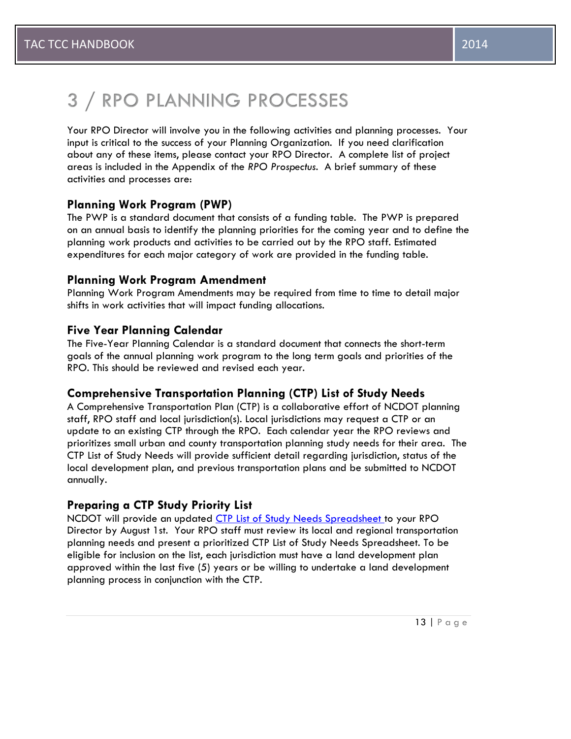# 3 / RPO PLANNING PROCESSES

Your RPO Director will involve you in the following activities and planning processes. Your input is critical to the success of your Planning Organization. If you need clarification about any of these items, please contact your RPO Director. A complete list of project areas is included in the Appendix of the *RPO Prospectus*. A brief summary of these activities and processes are:

### Planning Work Program (PWP)

The PWP is a standard document that consists of a funding table. The PWP is prepared on an annual basis to identify the planning priorities for the coming year and to define the planning work products and activities to be carried out by the RPO staff. Estimated expenditures for each major category of work are provided in the funding table.

### Planning Work Program Amendment

Planning Work Program Amendments may be required from time to time to detail major shifts in work activities that will impact funding allocations.

### Five Year Planning Calendar

The Five-Year Planning Calendar is a standard document that connects the short-term goals of the annual planning work program to the long term goals and priorities of the RPO. This should be reviewed and revised each year.

### Comprehensive Transportation Planning (CTP) List of Study Needs

A Comprehensive Transportation Plan (CTP) is a collaborative effort of NCDOT planning staff, RPO staff and local jurisdiction(s). Local jurisdictions may request a CTP or an update to an existing CTP through the RPO. Each calendar year the RPO reviews and prioritizes small urban and county transportation planning study needs for their area. The CTP List of Study Needs will provide sufficient detail regarding jurisdiction, status of the local development plan, and previous transportation plans and be submitted to NCDOT annually.

### Preparing a CTP Study Priority List

NCDOT will provide an updated CTP List of Study Needs Spreadsheet to your RPO Director by August 1st. Your RPO staff must review its local and regional transportation planning needs and present a prioritized CTP List of Study Needs Spreadsheet. To be eligible for inclusion on the list, each jurisdiction must have a land development plan approved within the last five (5) years or be willing to undertake a land development planning process in conjunction with the CTP.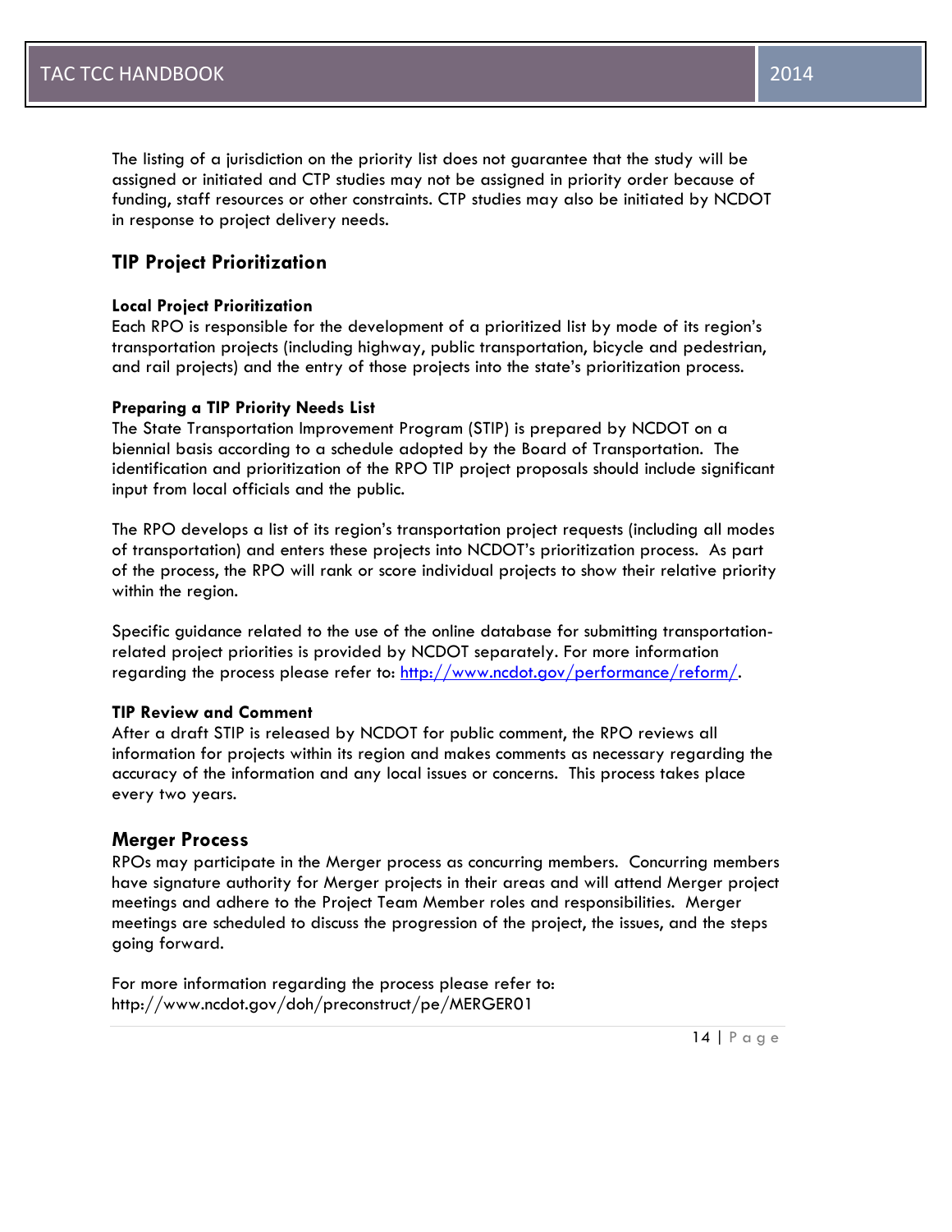The listing of a jurisdiction on the priority list does not guarantee that the study will be assigned or initiated and CTP studies may not be assigned in priority order because of funding, staff resources or other constraints. CTP studies may also be initiated by NCDOT in response to project delivery needs.

## TIP Project Prioritization

### Local Project Prioritization

Each RPO is responsible for the development of a prioritized list by mode of its region's transportation projects (including highway, public transportation, bicycle and pedestrian, and rail projects) and the entry of those projects into the state's prioritization process.

### Preparing a TIP Priority Needs List

The State Transportation Improvement Program (STIP) is prepared by NCDOT on a biennial basis according to a schedule adopted by the Board of Transportation. The identification and prioritization of the RPO TIP project proposals should include significant input from local officials and the public.

The RPO develops a list of its region's transportation project requests (including all modes of transportation) and enters these projects into NCDOT's prioritization process. As part of the process, the RPO will rank or score individual projects to show their relative priority within the region.

Specific guidance related to the use of the online database for submitting transportation-related project priorities is provided by NCDOT separately. For more information regarding the process please refer to: [http://www.ncdot.gov/performance/reform/](http://www.ncdot.gov/performance/reform/).

### TIP Review and Comment

After a draft STIP is released by NCDOT for public comment, the RPO reviews all information for projects within its region and makes comments as necessary regarding the accuracy of the information and any local issues or concerns. This process takes place every two years.

## Merger Process

RPOs may participate in the Merger process as concurring members. Concurring members have signature authority for Merger projects in their areas and will attend Merger project meetings and adhere to the Project Team Member roles and responsibilities. Merger meetings are scheduled to discuss the progression of the project, the issues, and the steps going forward.

For more information regarding the process please refer to: http://www.ncdot.gov/doh/preconstruct/pe/MERGER01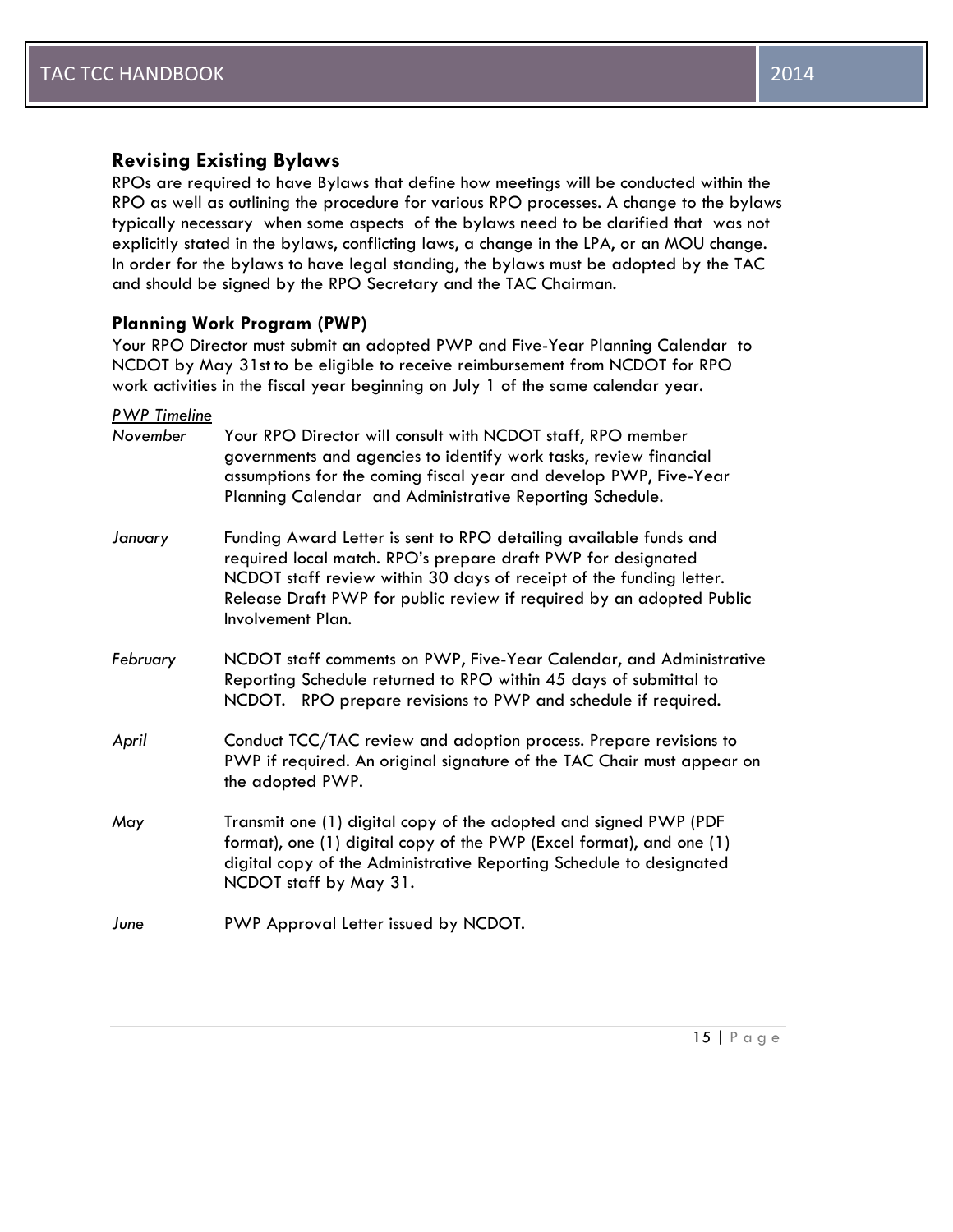## Revising Existing Bylaws

RPOs are required to have Bylaws that define how meetings will be conducted within the RPO as well as outlining the procedure for various RPO processes. A change to the bylaws typically necessary when some aspects of the bylaws need to be clarified that was not explicitly stated in the bylaws, conflicting laws, a change in the LPA, or an MOU change. In order for the bylaws to have legal standing, the bylaws must be adopted by the TAC and should be signed by the RPO Secretary and the TAC Chairman.

### Planning Work Program (PWP)

Your RPO Director must submit an adopted PWP and Five-Year Planning Calendar to NCDOT by May 31st to be eligible to receive reimbursement from NCDOT for RPO work activities in the fiscal year beginning on July 1 of the same calendar year.

*PWP Timeline*

*November* — Your RPO Director will consult with NCDOT staff, RPO member governments and agencies to identify work tasks, review financial assumptions for the coming fiscal year and develop PWP, Five-Year Planning Calendar and Administrative Reporting Schedule.

*January* — Funding Award Letter is sent to RPO detailing available funds and required local match. RPO's prepare draft PWP for designated NCDOT staff review within 30 days of receipt of the funding letter. Release Draft PWP for public review if required by an adopted Public Involvement Plan.

*February* — NCDOT staff comments on PWP, Five-Year Calendar, and Administrative Reporting Schedule returned to RPO within 45 days of submittal to NCDOT. RPO prepare revisions to PWP and schedule if required.

*April* — Conduct TCC/TAC review and adoption process. Prepare revisions to PWP if required. An original signature of the TAC Chair must appear on the adopted PWP.

*May* — Transmit one (1) digital copy of the adopted and signed PWP (PDF format), one (1) digital copy of the PWP (Excel format), and one (1) digital copy of the Administrative Reporting Schedule to designated NCDOT staff by May 31.

*June* — PWP Approval Letter issued by NCDOT.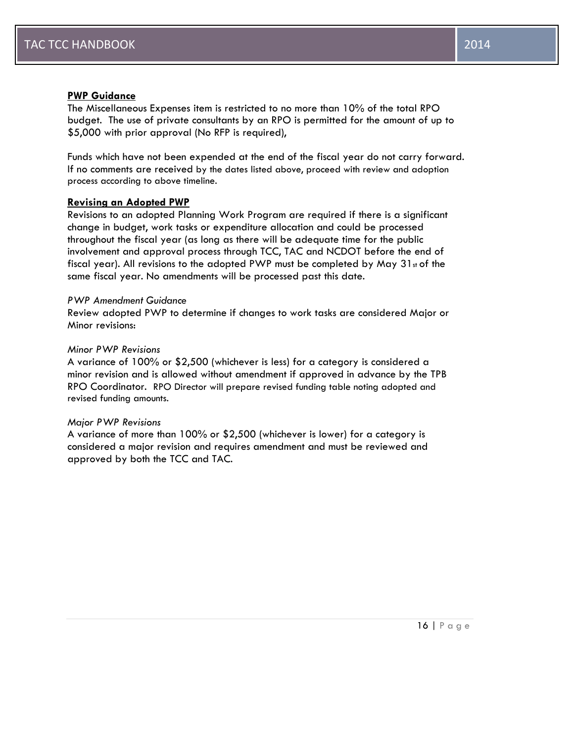**PWP Guidance**

The Miscellaneous Expenses item is restricted to no more than 10% of the total RPO budget. The use of private consultants by an RPO is permitted for the amount of up to $5,000 with prior approval (No RFP is required),

Funds which have not been expended at the end of the fiscal year do not carry forward. If no comments are received by the dates listed above, proceed with review and adoption process according to above timeline.

**Revising an Adopted PWP**

Revisions to an adopted Planning Work Program are required if there is a significant change in budget, work tasks or expenditure allocation and could be processed throughout the fiscal year (as long as there will be adequate time for the public involvement and approval process through TCC, TAC and NCDOT before the end of fiscal year). All revisions to the adopted PWP must be completed by May 31st of the same fiscal year. No amendments will be processed past this date.

*PWP Amendment Guidance*

Review adopted PWP to determine if changes to work tasks are considered Major or Minor revisions:

*Minor PWP Revisions*

A variance of 100% or $2,500 (whichever is less) for a category is considered a minor revision and is allowed without amendment if approved in advance by the TPB RPO Coordinator. RPO Director will prepare revised funding table noting adopted and revised funding amounts.

*Major PWP Revisions*

A variance of more than 100% or $2,500 (whichever is lower) for a category is considered a major revision and requires amendment and must be reviewed and approved by both the TCC and TAC.